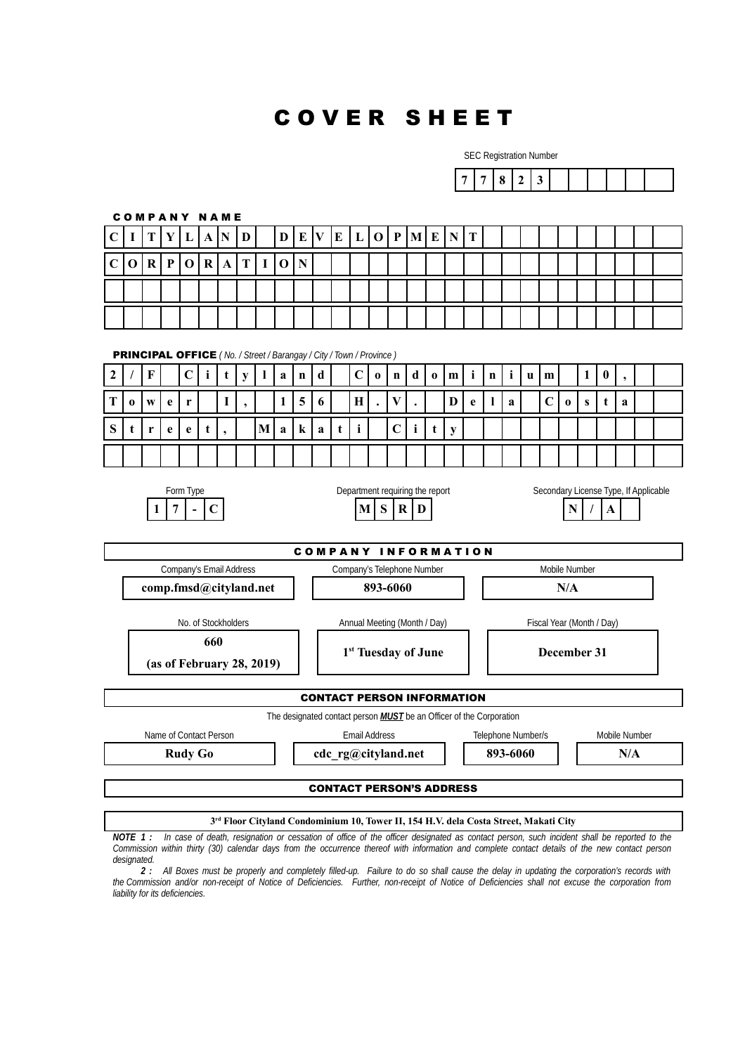# COVER SHEET

SEC Registration Number

**77823**

**COMPANY NAME**

**CITYLAND DEVELOPMENT CORPORATION**

**PRINCIPAL OFFICE** *( No. / Street / Barangay / City / Town / Province )*

**2/F Cityland Condominium 10, Tower I, 156 H. V. Dela Costa Street, Makati City**

| Form Type | Department requiring the report | Secondary License Type, If Applicable |
|---|---|---|
| **17-C** | **MSRD** | **N/A** |

## COMPANY INFORMATION

| Company's Email Address | Company's Telephone Number | Mobile Number |
|---|---|---|
| **comp.fmsd@cityland.net** | **893-6060** | **N/A** |

| No. of Stockholders | Annual Meeting (Month / Day) | Fiscal Year (Month / Day) |
|---|---|---|
| **660 (as of February 28, 2019)** | **1st Tuesday of June** | **December 31** |

## CONTACT PERSON INFORMATION

The designated contact person ***MUST*** be an Officer of the Corporation

| Name of Contact Person | Email Address | Telephone Number/s | Mobile Number |
|---|---|---|---|
| **Rudy Go** | **cdc_rg@cityland.net** | **893-6060** | **N/A** |

## CONTACT PERSON'S ADDRESS

**3rd Floor Cityland Condominium 10, Tower II, 154 H.V. dela Costa Street, Makati City**

***NOTE 1 :*** *In case of death, resignation or cessation of office of the officer designated as contact person, such incident shall be reported to the Commission within thirty (30) calendar days from the occurrence thereof with information and complete contact details of the new contact person designated.*

***2 :*** *All Boxes must be properly and completely filled-up. Failure to do so shall cause the delay in updating the corporation's records with the Commission and/or non-receipt of Notice of Deficiencies. Further, non-receipt of Notice of Deficiencies shall not excuse the corporation from liability for its deficiencies.*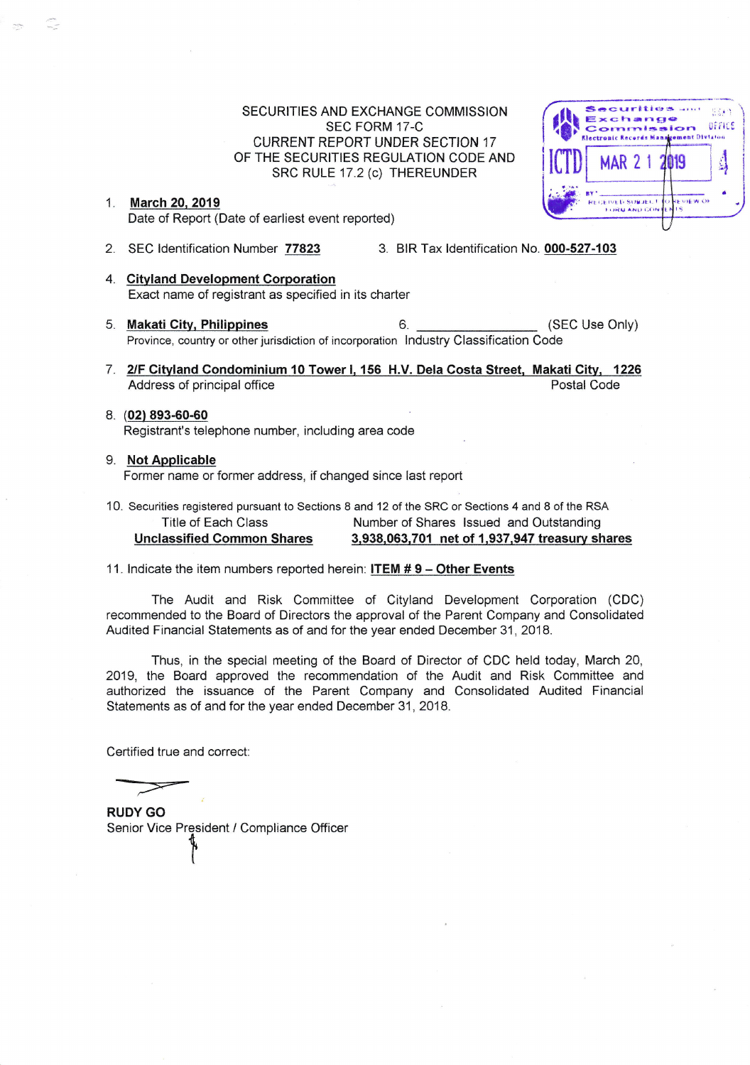SECURITIES AND EXCHANGE COMMISSION
SEC FORM 17-C
CURRENT REPORT UNDER SECTION 17
OF THE SECURITIES REGULATION CODE AND
SRC RULE 17.2 (c) THEREUNDER

Securities and Exchange Commission
Electronic Records Management Division
ICTD MAR 21 2019
RECEIVED SUBJECT TO REVIEW OF FORM AND CONTENTS

1. **March 20, 2019**
   Date of Report (Date of earliest event reported)

2. SEC Identification Number **77823**
3. BIR Tax Identification No. **000-527-103**

4. **Cityland Development Corporation**
   Exact name of registrant as specified in its charter

5. **Makati City, Philippines**
   Province, country or other jurisdiction of incorporation
6. ________________ (SEC Use Only)
   Industry Classification Code

7. **2/F Cityland Condominium 10 Tower I, 156 H.V. Dela Costa Street, Makati City, 1226**
   Address of principal office — Postal Code

8. **(02) 893-60-60**
   Registrant's telephone number, including area code

9. **Not Applicable**
   Former name or former address, if changed since last report

10. Securities registered pursuant to Sections 8 and 12 of the SRC or Sections 4 and 8 of the RSA

| Title of Each Class | Number of Shares Issued and Outstanding |
|---|---|
| **Unclassified Common Shares** | **3,938,063,701 net of 1,937,947 treasury shares** |

11. Indicate the item numbers reported herein: **ITEM # 9 – Other Events**

The Audit and Risk Committee of Cityland Development Corporation (CDC) recommended to the Board of Directors the approval of the Parent Company and Consolidated Audited Financial Statements as of and for the year ended December 31, 2018.

Thus, in the special meeting of the Board of Director of CDC held today, March 20, 2019, the Board approved the recommendation of the Audit and Risk Committee and authorized the issuance of the Parent Company and Consolidated Audited Financial Statements as of and for the year ended December 31, 2018.

Certified true and correct:

**RUDY GO**
Senior Vice President / Compliance Officer